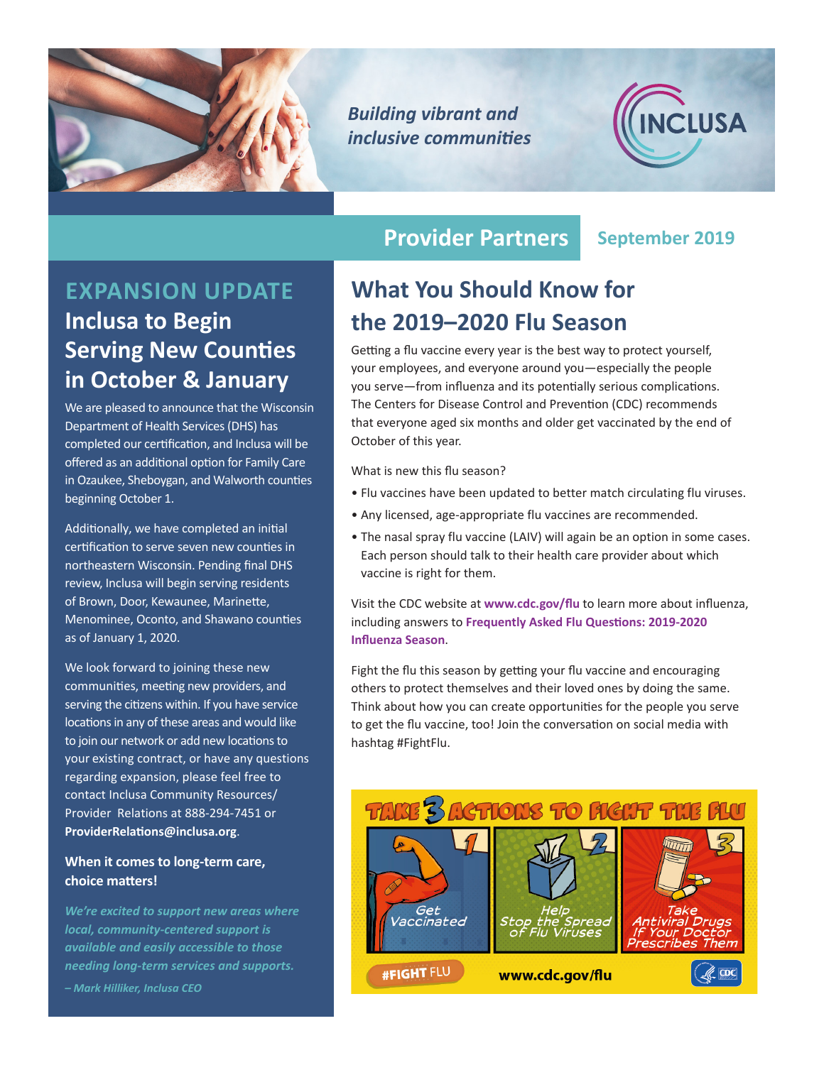*Building vibrant and inclusive communities*

INCLUSA

# Provider Partners

September 2019

## EXPANSION UPDATE

## Inclusa to Begin Serving New Counties in October & January

We are pleased to announce that the Wisconsin Department of Health Services (DHS) has completed our certification, and Inclusa will be offered as an additional option for Family Care in Ozaukee, Sheboygan, and Walworth counties beginning October 1.

Additionally, we have completed an initial certification to serve seven new counties in northeastern Wisconsin. Pending final DHS review, Inclusa will begin serving residents of Brown, Door, Kewaunee, Marinette, Menominee, Oconto, and Shawano counties as of January 1, 2020.

We look forward to joining these new communities, meeting new providers, and serving the citizens within. If you have service locations in any of these areas and would like to join our network or add new locations to your existing contract, or have any questions regarding expansion, please feel free to contact Inclusa Community Resources/ Provider Relations at 888-294-7451 or **ProviderRelations@inclusa.org**.

**When it comes to long-term care, choice matters!**

***We're excited to support new areas where local, community-centered support is available and easily accessible to those needing long-term services and supports.***

***– Mark Hilliker, Inclusa CEO***

## What You Should Know for the 2019–2020 Flu Season

Getting a flu vaccine every year is the best way to protect yourself, your employees, and everyone around you—especially the people you serve—from influenza and its potentially serious complications. The Centers for Disease Control and Prevention (CDC) recommends that everyone aged six months and older get vaccinated by the end of October of this year.

What is new this flu season?

- Flu vaccines have been updated to better match circulating flu viruses.
- Any licensed, age-appropriate flu vaccines are recommended.
- The nasal spray flu vaccine (LAIV) will again be an option in some cases. Each person should talk to their health care provider about which vaccine is right for them.

Visit the CDC website at **www.cdc.gov/flu** to learn more about influenza, including answers to **Frequently Asked Flu Questions: 2019-2020 Influenza Season**.

Fight the flu this season by getting your flu vaccine and encouraging others to protect themselves and their loved ones by doing the same. Think about how you can create opportunities for the people you serve to get the flu vaccine, too! Join the conversation on social media with hashtag #FightFlu.

**TAKE 3 ACTIONS TO FIGHT THE FLU**

1. Get Vaccinated
2. Help Stop the Spread of Flu Viruses
3. Take Antiviral Drugs If Your Doctor Prescribes Them

#FIGHT FLU — www.cdc.gov/flu — CDC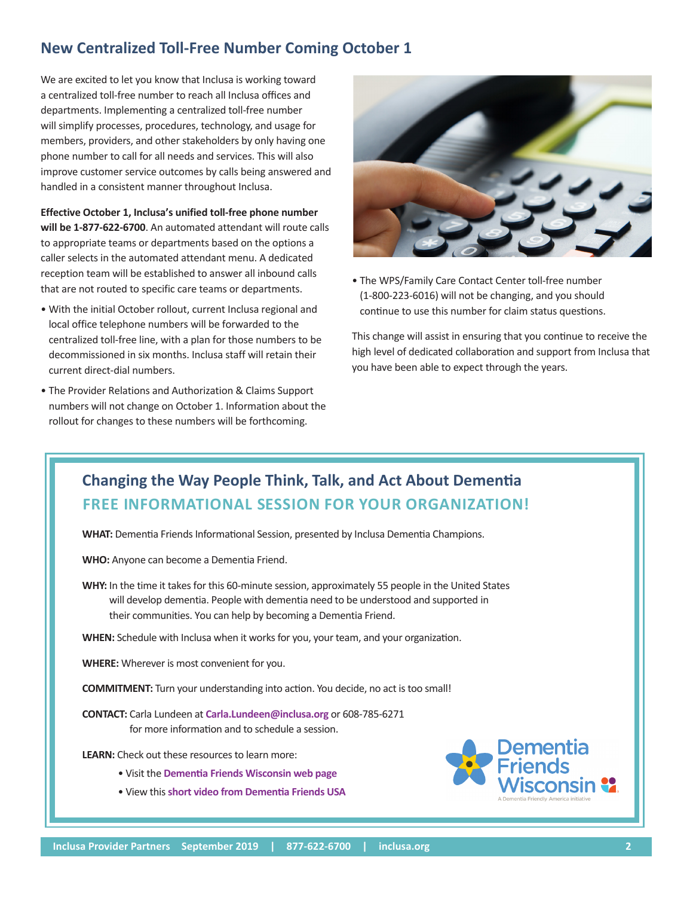## New Centralized Toll-Free Number Coming October 1

We are excited to let you know that Inclusa is working toward a centralized toll-free number to reach all Inclusa offices and departments. Implementing a centralized toll-free number will simplify processes, procedures, technology, and usage for members, providers, and other stakeholders by only having one phone number to call for all needs and services. This will also improve customer service outcomes by calls being answered and handled in a consistent manner throughout Inclusa.

**Effective October 1, Inclusa's unified toll-free phone number will be 1-877-622-6700**. An automated attendant will route calls to appropriate teams or departments based on the options a caller selects in the automated attendant menu. A dedicated reception team will be established to answer all inbound calls that are not routed to specific care teams or departments.

- With the initial October rollout, current Inclusa regional and local office telephone numbers will be forwarded to the centralized toll-free line, with a plan for those numbers to be decommissioned in six months. Inclusa staff will retain their current direct-dial numbers.
- The Provider Relations and Authorization & Claims Support numbers will not change on October 1. Information about the rollout for changes to these numbers will be forthcoming.
- The WPS/Family Care Contact Center toll-free number (1-800-223-6016) will not be changing, and you should continue to use this number for claim status questions.

This change will assist in ensuring that you continue to receive the high level of dedicated collaboration and support from Inclusa that you have been able to expect through the years.

## Changing the Way People Think, Talk, and Act About Dementia

### FREE INFORMATIONAL SESSION FOR YOUR ORGANIZATION!

**WHAT:** Dementia Friends Informational Session, presented by Inclusa Dementia Champions.

**WHO:** Anyone can become a Dementia Friend.

**WHY:** In the time it takes for this 60-minute session, approximately 55 people in the United States will develop dementia. People with dementia need to be understood and supported in their communities. You can help by becoming a Dementia Friend.

**WHEN:** Schedule with Inclusa when it works for you, your team, and your organization.

**WHERE:** Wherever is most convenient for you.

**COMMITMENT:** Turn your understanding into action. You decide, no act is too small!

**CONTACT:** Carla Lundeen at **Carla.Lundeen@inclusa.org** or 608-785-6271 for more information and to schedule a session.

**LEARN:** Check out these resources to learn more:

- Visit the **Dementia Friends Wisconsin web page**
- View this **short video from Dementia Friends USA**

Dementia Friends Wisconsin
A Dementia Friendly America initiative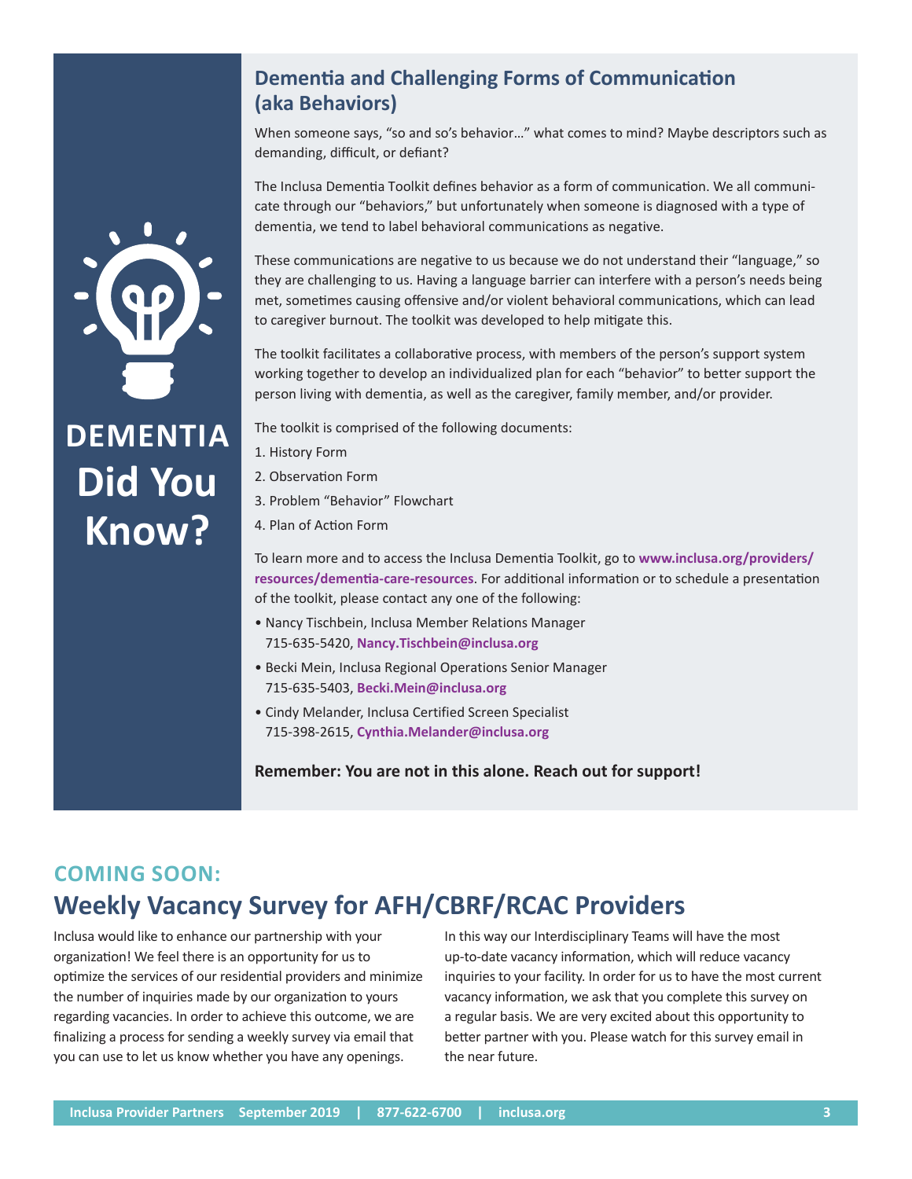# DEMENTIA Did You Know?

## Dementia and Challenging Forms of Communication (aka Behaviors)

When someone says, "so and so's behavior…" what comes to mind? Maybe descriptors such as demanding, difficult, or defiant?

The Inclusa Dementia Toolkit defines behavior as a form of communication. We all communicate through our "behaviors," but unfortunately when someone is diagnosed with a type of dementia, we tend to label behavioral communications as negative.

These communications are negative to us because we do not understand their "language," so they are challenging to us. Having a language barrier can interfere with a person's needs being met, sometimes causing offensive and/or violent behavioral communications, which can lead to caregiver burnout. The toolkit was developed to help mitigate this.

The toolkit facilitates a collaborative process, with members of the person's support system working together to develop an individualized plan for each "behavior" to better support the person living with dementia, as well as the caregiver, family member, and/or provider.

The toolkit is comprised of the following documents:

1. History Form
2. Observation Form
3. Problem "Behavior" Flowchart
4. Plan of Action Form

To learn more and to access the Inclusa Dementia Toolkit, go to **www.inclusa.org/providers/resources/dementia-care-resources**. For additional information or to schedule a presentation of the toolkit, please contact any one of the following:

- Nancy Tischbein, Inclusa Member Relations Manager
  715-635-5420, **Nancy.Tischbein@inclusa.org**
- Becki Mein, Inclusa Regional Operations Senior Manager
  715-635-5403, **Becki.Mein@inclusa.org**
- Cindy Melander, Inclusa Certified Screen Specialist
  715-398-2615, **Cynthia.Melander@inclusa.org**

**Remember: You are not in this alone. Reach out for support!**

## COMING SOON:
# Weekly Vacancy Survey for AFH/CBRF/RCAC Providers

Inclusa would like to enhance our partnership with your organization! We feel there is an opportunity for us to optimize the services of our residential providers and minimize the number of inquiries made by our organization to yours regarding vacancies. In order to achieve this outcome, we are finalizing a process for sending a weekly survey via email that you can use to let us know whether you have any openings. In this way our Interdisciplinary Teams will have the most up-to-date vacancy information, which will reduce vacancy inquiries to your facility. In order for us to have the most current vacancy information, we ask that you complete this survey on a regular basis. We are very excited about this opportunity to better partner with you. Please watch for this survey email in the near future.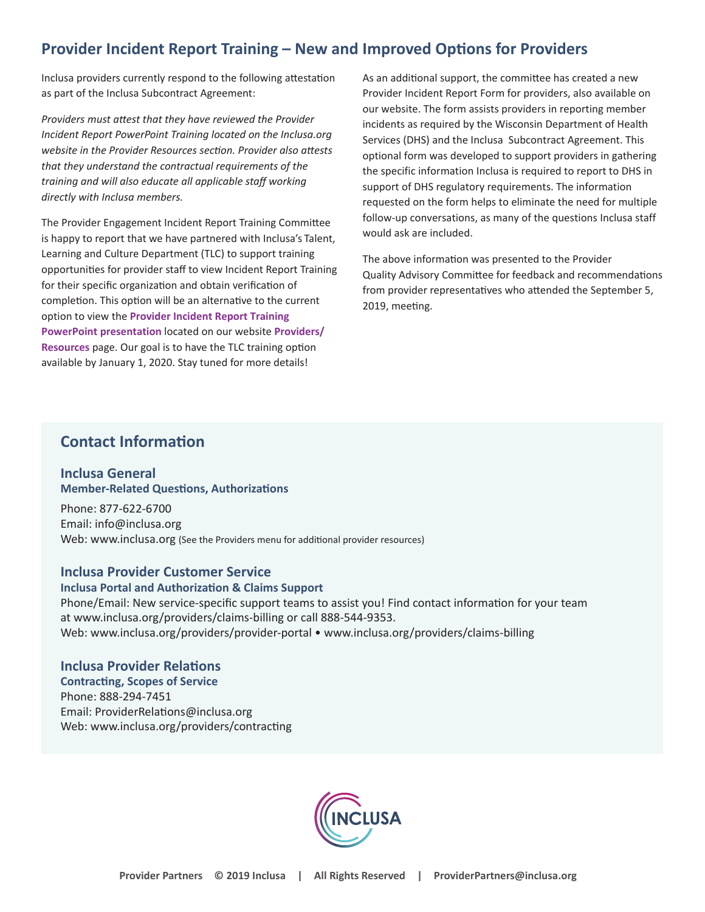## Provider Incident Report Training – New and Improved Options for Providers

Inclusa providers currently respond to the following attestation as part of the Inclusa Subcontract Agreement:

*Providers must attest that they have reviewed the Provider Incident Report PowerPoint Training located on the Inclusa.org website in the Provider Resources section. Provider also attests that they understand the contractual requirements of the training and will also educate all applicable staff working directly with Inclusa members.*

The Provider Engagement Incident Report Training Committee is happy to report that we have partnered with Inclusa's Talent, Learning and Culture Department (TLC) to support training opportunities for provider staff to view Incident Report Training for their specific organization and obtain verification of completion. This option will be an alternative to the current option to view the **Provider Incident Report Training PowerPoint presentation** located on our website **Providers/ Resources** page. Our goal is to have the TLC training option available by January 1, 2020. Stay tuned for more details!

As an additional support, the committee has created a new Provider Incident Report Form for providers, also available on our website. The form assists providers in reporting member incidents as required by the Wisconsin Department of Health Services (DHS) and the Inclusa Subcontract Agreement. This optional form was developed to support providers in gathering the specific information Inclusa is required to report to DHS in support of DHS regulatory requirements. The information requested on the form helps to eliminate the need for multiple follow-up conversations, as many of the questions Inclusa staff would ask are included.

The above information was presented to the Provider Quality Advisory Committee for feedback and recommendations from provider representatives who attended the September 5, 2019, meeting.

## Contact Information

### Inclusa General
**Member-Related Questions, Authorizations**

Phone: 877-622-6700
Email: info@inclusa.org
Web: www.inclusa.org (See the Providers menu for additional provider resources)

### Inclusa Provider Customer Service
**Inclusa Portal and Authorization & Claims Support**

Phone/Email: New service-specific support teams to assist you! Find contact information for your team at www.inclusa.org/providers/claims-billing or call 888-544-9353.
Web: www.inclusa.org/providers/provider-portal • www.inclusa.org/providers/claims-billing

### Inclusa Provider Relations
**Contracting, Scopes of Service**

Phone: 888-294-7451
Email: ProviderRelations@inclusa.org
Web: www.inclusa.org/providers/contracting

INCLUSA

**Provider Partners © 2019 Inclusa | All Rights Reserved | ProviderPartners@inclusa.org**